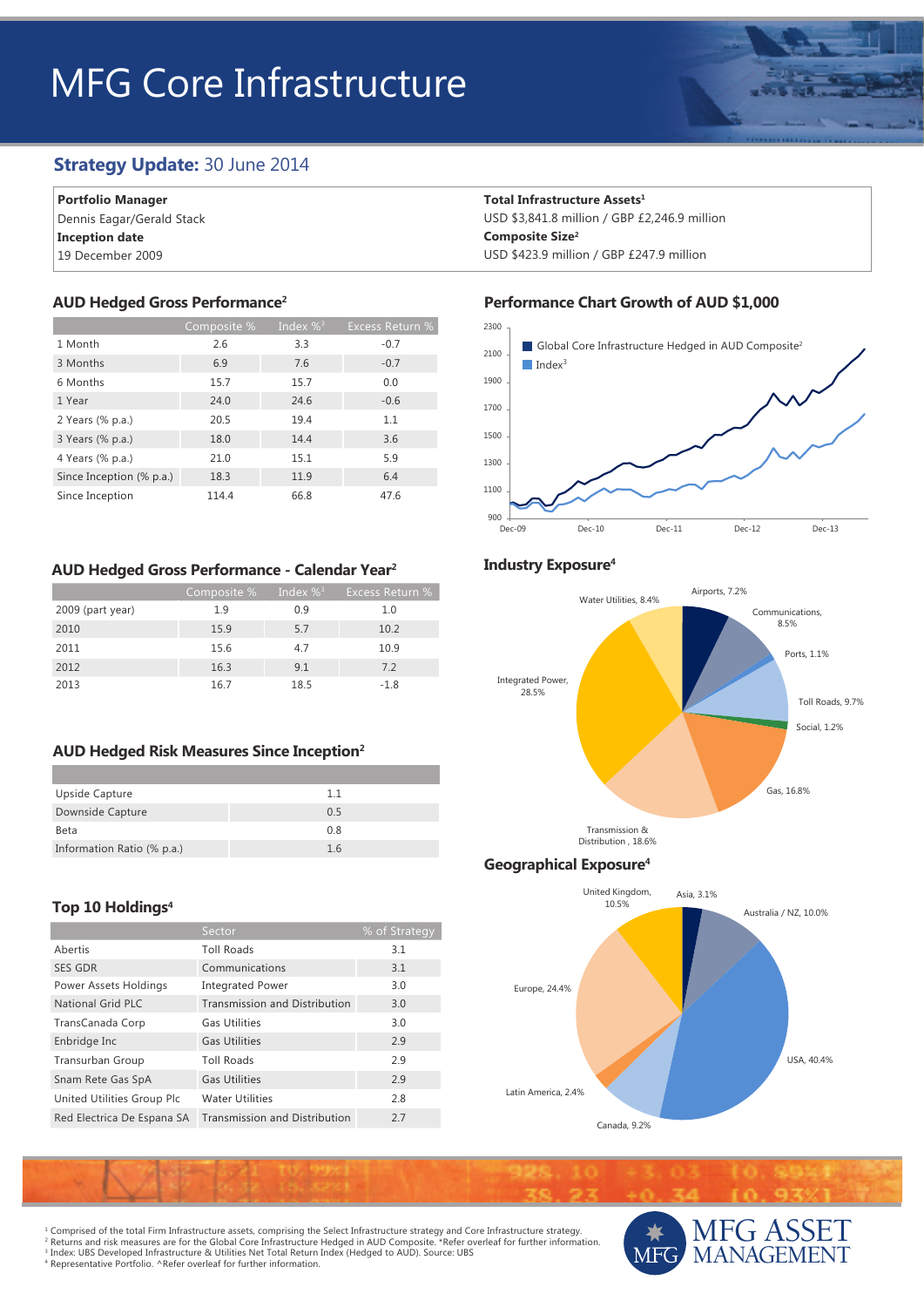# MFG Core Infrastructure

## Strategy Update: 30 June 2014

**Portfolio Manager**
Dennis Eagar/Gerald Stack
**Inception date**
19 December 2009

**Total Infrastructure Assets**[1]
USD $3,841.8 million / GBP £2,246.9 million
**Composite Size**[2]
USD $423.9 million / GBP £247.9 million

### AUD Hedged Gross Performance[2]

| | Composite % | Index %[3] | Excess Return % |
|---|---|---|---|
| 1 Month | 2.6 | 3.3 | -0.7 |
| 3 Months | 6.9 | 7.6 | -0.7 |
| 6 Months | 15.7 | 15.7 | 0.0 |
| 1 Year | 24.0 | 24.6 | -0.6 |
| 2 Years (% p.a.) | 20.5 | 19.4 | 1.1 |
| 3 Years (% p.a.) | 18.0 | 14.4 | 3.6 |
| 4 Years (% p.a.) | 21.0 | 15.1 | 5.9 |
| Since Inception (% p.a.) | 18.3 | 11.9 | 6.4 |
| Since Inception | 114.4 | 66.8 | 47.6 |

### Performance Chart Growth of AUD $1,000

Global Core Infrastructure Hedged in AUD Composite[2]
Index[3]

### AUD Hedged Gross Performance - Calendar Year[2]

| | Composite % | Index %[3] | Excess Return % |
|---|---|---|---|
| 2009 (part year) | 1.9 | 0.9 | 1.0 |
| 2010 | 15.9 | 5.7 | 10.2 |
| 2011 | 15.6 | 4.7 | 10.9 |
| 2012 | 16.3 | 9.1 | 7.2 |
| 2013 | 16.7 | 18.5 | -1.8 |

### Industry Exposure[4]

Airports, 7.2%; Communications, 8.5%; Ports, 1.1%; Toll Roads, 9.7%; Social, 1.2%; Gas, 16.8%; Transmission & Distribution, 18.6%; Integrated Power, 28.5%; Water Utilities, 8.4%

### AUD Hedged Risk Measures Since Inception[2]

| | |
|---|---|
| Upside Capture | 1.1 |
| Downside Capture | 0.5 |
| Beta | 0.8 |
| Information Ratio (% p.a.) | 1.6 |

### Geographical Exposure[4]

Asia, 3.1%; Australia / NZ, 10.0%; USA, 40.4%; Canada, 9.2%; Latin America, 2.4%; Europe, 24.4%; United Kingdom, 10.5%

### Top 10 Holdings[4]

| | Sector | % of Strategy |
|---|---|---|
| Abertis | Toll Roads | 3.1 |
| SES GDR | Communications | 3.1 |
| Power Assets Holdings | Integrated Power | 3.0 |
| National Grid PLC | Transmission and Distribution | 3.0 |
| TransCanada Corp | Gas Utilities | 3.0 |
| Enbridge Inc | Gas Utilities | 2.9 |
| Transurban Group | Toll Roads | 2.9 |
| Snam Rete Gas SpA | Gas Utilities | 2.9 |
| United Utilities Group Plc | Water Utilities | 2.8 |
| Red Electrica De Espana SA | Transmission and Distribution | 2.7 |

[1] Comprised of the total Firm Infrastructure assets, comprising the Select Infrastructure strategy and Core Infrastructure strategy.
[2] Returns and risk measures are for the Global Core Infrastructure Hedged in AUD Composite. *Refer overleaf for further information.
[3] Index: UBS Developed Infrastructure & Utilities Net Total Return Index (Hedged to AUD). Source: UBS
[4] Representative Portfolio. ^Refer overleaf for further information.

MFG ASSET MANAGEMENT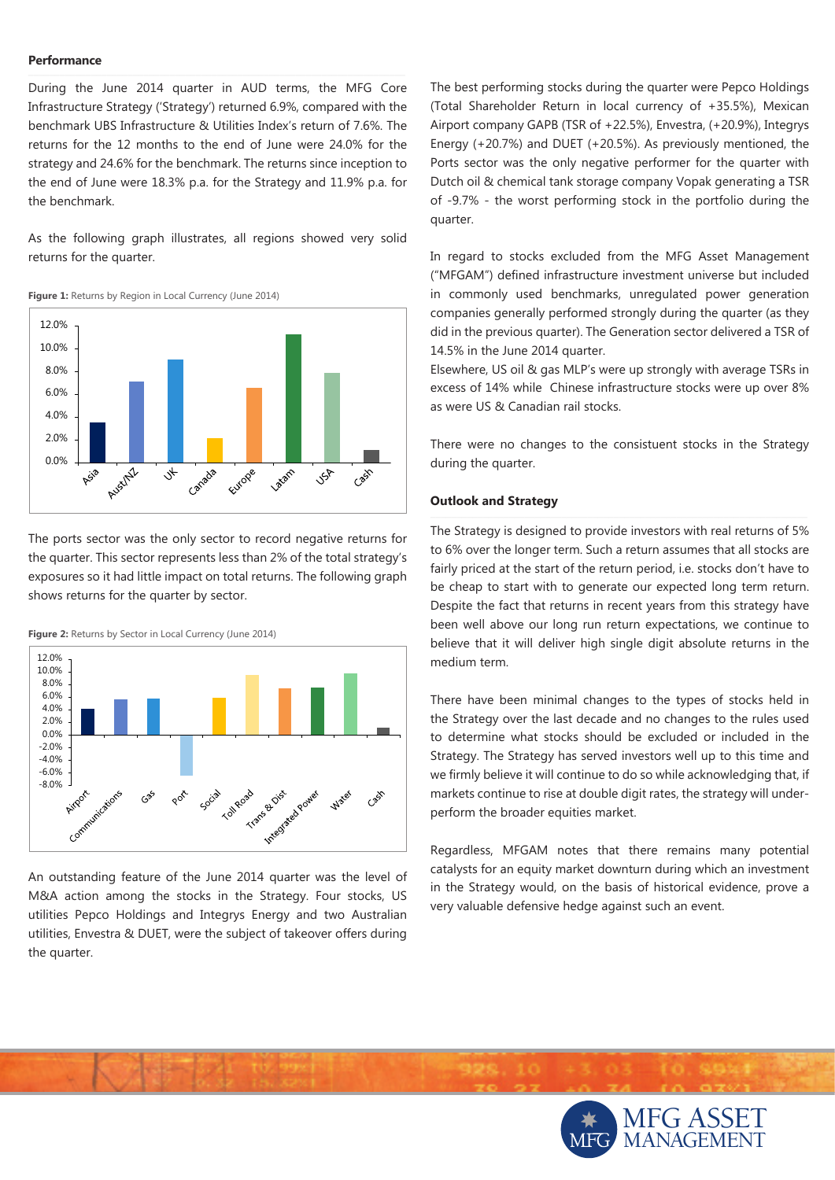**Performance**

During the June 2014 quarter in AUD terms, the MFG Core Infrastructure Strategy ('Strategy') returned 6.9%, compared with the benchmark UBS Infrastructure & Utilities Index's return of 7.6%. The returns for the 12 months to the end of June were 24.0% for the strategy and 24.6% for the benchmark. The returns since inception to the end of June were 18.3% p.a. for the Strategy and 11.9% p.a. for the benchmark.

As the following graph illustrates, all regions showed very solid returns for the quarter.

**Figure 1:** Returns by Region in Local Currency (June 2014)

12.0%
10.0%
8.0%
6.0%
4.0%
2.0%
0.0%

Asia, Aust/NZ, UK, Canada, Europe, Latam, USA, Cash

The ports sector was the only sector to record negative returns for the quarter. This sector represents less than 2% of the total strategy's exposures so it had little impact on total returns. The following graph shows returns for the quarter by sector.

**Figure 2:** Returns by Sector in Local Currency (June 2014)

12.0%
10.0%
8.0%
6.0%
4.0%
2.0%
0.0%
-2.0%
-4.0%
-6.0%
-8.0%

Airport, Communications, Gas, Port, Social, Toll Road, Trans & Dist, Integrated Power, Water, Cash

An outstanding feature of the June 2014 quarter was the level of M&A action among the stocks in the Strategy. Four stocks, US utilities Pepco Holdings and Integrys Energy and two Australian utilities, Envestra & DUET, were the subject of takeover offers during the quarter.

The best performing stocks during the quarter were Pepco Holdings (Total Shareholder Return in local currency of +35.5%), Mexican Airport company GAPB (TSR of +22.5%), Envestra, (+20.9%), Integrys Energy (+20.7%) and DUET (+20.5%). As previously mentioned, the Ports sector was the only negative performer for the quarter with Dutch oil & chemical tank storage company Vopak generating a TSR of -9.7% - the worst performing stock in the portfolio during the quarter.

In regard to stocks excluded from the MFG Asset Management ("MFGAM") defined infrastructure investment universe but included in commonly used benchmarks, unregulated power generation companies generally performed strongly during the quarter (as they did in the previous quarter). The Generation sector delivered a TSR of 14.5% in the June 2014 quarter.
Elsewhere, US oil & gas MLP's were up strongly with average TSRs in excess of 14% while Chinese infrastructure stocks were up over 8% as were US & Canadian rail stocks.

There were no changes to the consistuent stocks in the Strategy during the quarter.

**Outlook and Strategy**

The Strategy is designed to provide investors with real returns of 5% to 6% over the longer term. Such a return assumes that all stocks are fairly priced at the start of the return period, i.e. stocks don't have to be cheap to start with to generate our expected long term return. Despite the fact that returns in recent years from this strategy have been well above our long run return expectations, we continue to believe that it will deliver high single digit absolute returns in the medium term.

There have been minimal changes to the types of stocks held in the Strategy over the last decade and no changes to the rules used to determine what stocks should be excluded or included in the Strategy. The Strategy has served investors well up to this time and we firmly believe it will continue to do so while acknowledging that, if markets continue to rise at double digit rates, the strategy will under-perform the broader equities market.

Regardless, MFGAM notes that there remains many potential catalysts for an equity market downturn during which an investment in the Strategy would, on the basis of historical evidence, prove a very valuable defensive hedge against such an event.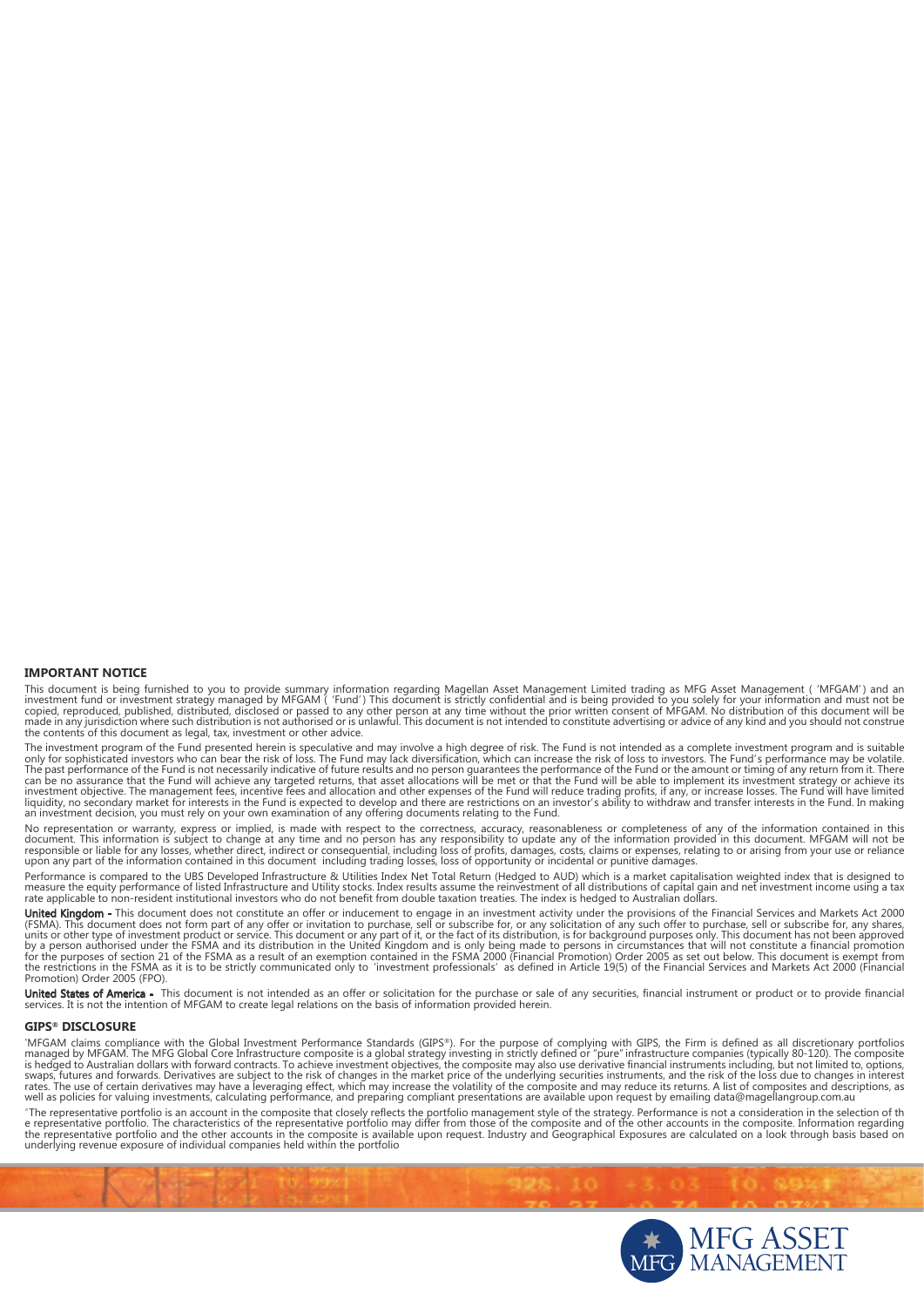## IMPORTANT NOTICE

This document is being furnished to you to provide summary information regarding Magellan Asset Management Limited trading as MFG Asset Management ( 'MFGAM') and an investment fund or investment strategy managed by MFGAM ( 'Fund') This document is strictly confidential and is being provided to you solely for your information and must not be copied, reproduced, published, distributed, disclosed or passed to any other person at any time without the prior written consent of MFGAM. No distribution of this document will be made in any jurisdiction where such distribution is not authorised or is unlawful. This document is not intended to constitute advertising or advice of any kind and you should not construe the contents of this document as legal, tax, investment or other advice.

The investment program of the Fund presented herein is speculative and may involve a high degree of risk. The Fund is not intended as a complete investment program and is suitable only for sophisticated investors who can bear the risk of loss. The Fund may lack diversification, which can increase the risk of loss to investors. The Fund's performance may be volatile. The past performance of the Fund is not necessarily indicative of future results and no person guarantees the performance of the Fund or the amount or timing of any return from it. There can be no assurance that the Fund will achieve any targeted returns, that asset allocations will be met or that the Fund will be able to implement its investment strategy or achieve its investment objective. The management fees, incentive fees and allocation and other expenses of the Fund will reduce trading profits, if any, or increase losses. The Fund will have limited liquidity, no secondary market for interests in the Fund is expected to develop and there are restrictions on an investor's ability to withdraw and transfer interests in the Fund. In making an investment decision, you must rely on your own examination of any offering documents relating to the Fund.

No representation or warranty, express or implied, is made with respect to the correctness, accuracy, reasonableness or completeness of any of the information contained in this document. This information is subject to change at any time and no person has any responsibility to update any of the information provided in this document. MFGAM will not be responsible or liable for any losses, whether direct, indirect or consequential, including loss of profits, damages, costs, claims or expenses, relating to or arising from your use or reliance upon any part of the information contained in this document including trading losses, loss of opportunity or incidental or punitive damages.

Performance is compared to the UBS Developed Infrastructure & Utilities Index Net Total Return (Hedged to AUD) which is a market capitalisation weighted index that is designed to measure the equity performance of listed Infrastructure and Utility stocks. Index results assume the reinvestment of all distributions of capital gain and net investment income using a tax rate applicable to non-resident institutional investors who do not benefit from double taxation treaties. The index is hedged to Australian dollars.

**United Kingdom -** This document does not constitute an offer or inducement to engage in an investment activity under the provisions of the Financial Services and Markets Act 2000 (FSMA). This document does not form part of any offer or invitation to purchase, sell or subscribe for, or any solicitation of any such offer to purchase, sell or subscribe for, any shares, units or other type of investment product or service. This document or any part of it, or the fact of its distribution, is for background purposes only. This document has not been approved by a person authorised under the FSMA and its distribution in the United Kingdom and is only being made to persons in circumstances that will not constitute a financial promotion for the purposes of section 21 of the FSMA as a result of an exemption contained in the FSMA 2000 (Financial Promotion) Order 2005 as set out below. This document is exempt from the restrictions in the FSMA as it is to be strictly communicated only to 'investment professionals' as defined in Article 19(5) of the Financial Services and Markets Act 2000 (Financial Promotion) Order 2005 (FPO).

**United States of America -** This document is not intended as an offer or solicitation for the purchase or sale of any securities, financial instrument or product or to provide financial services. It is not the intention of MFGAM to create legal relations on the basis of information provided herein.

## GIPS® DISCLOSURE

[1]MFGAM claims compliance with the Global Investment Performance Standards (GIPS®). For the purpose of complying with GIPS, the Firm is defined as all discretionary portfolios managed by MFGAM. The MFG Global Core Infrastructure composite is a global strategy investing in strictly defined or "pure" infrastructure companies (typically 80-120). The composite is hedged to Australian dollars with forward contracts. To achieve investment objectives, the composite may also use derivative financial instruments including, but not limited to, options, swaps, futures and forwards. Derivatives are subject to the risk of changes in the market price of the underlying securities instruments, and the risk of the loss due to changes in interest rates. The use of certain derivatives may have a leveraging effect, which may increase the volatility of the composite and may reduce its returns. A list of composites and descriptions, as well as policies for valuing investments, calculating performance, and preparing compliant presentations are available upon request by emailing data@magellangroup.com.au

[2]The representative portfolio is an account in the composite that closely reflects the portfolio management style of the strategy. Performance is not a consideration in the selection of th e representative portfolio. The characteristics of the representative portfolio may differ from those of the composite and of the other accounts in the composite. Information regarding the representative portfolio and the other accounts in the composite is available upon request. Industry and Geographical Exposures are calculated on a look through basis based on underlying revenue exposure of individual companies held within the portfolio

MFG ASSET MANAGEMENT